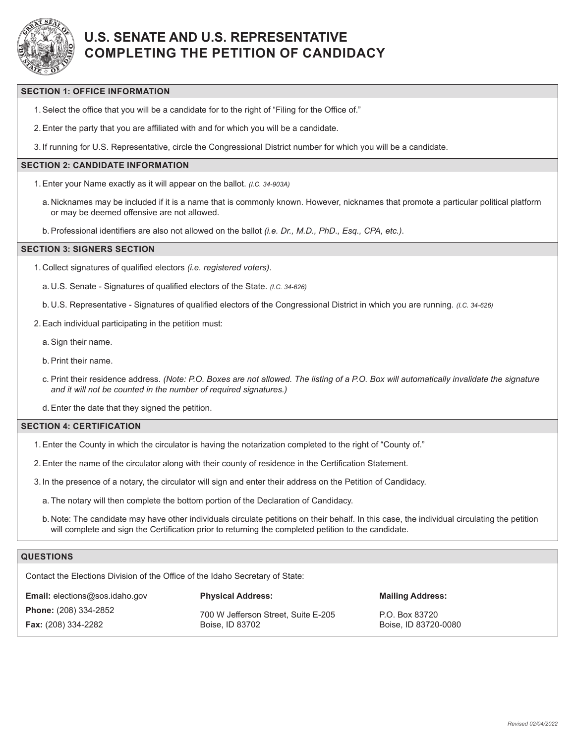# U.S. SENATE AND U.S. REPRESENTATIVE COMPLETING THE PETITION OF CANDIDACY

## SECTION 1: OFFICE INFORMATION

1. Select the office that you will be a candidate for to the right of "Filing for the Office of."
2. Enter the party that you are affiliated with and for which you will be a candidate.
3. If running for U.S. Representative, circle the Congressional District number for which you will be a candidate.

## SECTION 2: CANDIDATE INFORMATION

1. Enter your Name exactly as it will appear on the ballot. *(I.C. 34-903A)*
   a. Nicknames may be included if it is a name that is commonly known. However, nicknames that promote a particular political platform or may be deemed offensive are not allowed.
   b. Professional identifiers are also not allowed on the ballot *(i.e. Dr., M.D., PhD., Esq., CPA, etc.)*.

## SECTION 3: SIGNERS SECTION

1. Collect signatures of qualified electors *(i.e. registered voters)*.
   a. U.S. Senate - Signatures of qualified electors of the State. *(I.C. 34-626)*
   b. U.S. Representative - Signatures of qualified electors of the Congressional District in which you are running. *(I.C. 34-626)*
2. Each individual participating in the petition must:
   a. Sign their name.
   b. Print their name.
   c. Print their residence address. *(Note: P.O. Boxes are not allowed. The listing of a P.O. Box will automatically invalidate the signature and it will not be counted in the number of required signatures.)*
   d. Enter the date that they signed the petition.

## SECTION 4: CERTIFICATION

1. Enter the County in which the circulator is having the notarization completed to the right of "County of."
2. Enter the name of the circulator along with their county of residence in the Certification Statement.
3. In the presence of a notary, the circulator will sign and enter their address on the Petition of Candidacy.
   a. The notary will then complete the bottom portion of the Declaration of Candidacy.
   b. Note: The candidate may have other individuals circulate petitions on their behalf. In this case, the individual circulating the petition will complete and sign the Certification prior to returning the completed petition to the candidate.

## QUESTIONS

Contact the Elections Division of the Office of the Idaho Secretary of State:

**Email:** elections@sos.idaho.gov
**Phone:** (208) 334-2852
**Fax:** (208) 334-2282

**Physical Address:**
700 W Jefferson Street, Suite E-205
Boise, ID 83702

**Mailing Address:**
P.O. Box 83720
Boise, ID 83720-0080

Revised 02/04/2022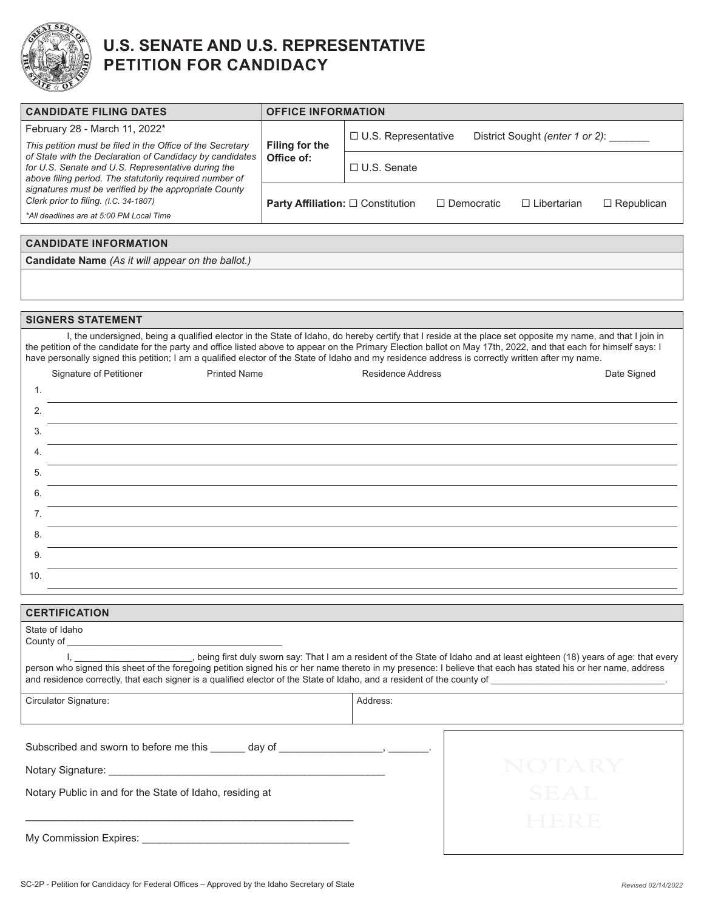# U.S. SENATE AND U.S. REPRESENTATIVE PETITION FOR CANDIDACY

| CANDIDATE FILING DATES | OFFICE INFORMATION | |
|---|---|---|
| February 28 - March 11, 2022* *This petition must be filed in the Office of the Secretary of State with the Declaration of Candidacy by candidates for U.S. Senate and U.S. Representative during the above filing period. The statutorily required number of signatures must be verified by the appropriate County Clerk prior to filing. (I.C. 34-1807)* *\*All deadlines are at 5:00 PM Local Time* | **Filing for the Office of:** | ☐ U.S. Representative District Sought *(enter 1 or 2)*: _______ |
| | | ☐ U.S. Senate |
| | **Party Affiliation:** ☐ Constitution ☐ Democratic ☐ Libertarian ☐ Republican | |

## CANDIDATE INFORMATION

**Candidate Name** *(As it will appear on the ballot.)*

## SIGNERS STATEMENT

I, the undersigned, being a qualified elector in the State of Idaho, do hereby certify that I reside at the place set opposite my name, and that I join in the petition of the candidate for the party and office listed above to appear on the Primary Election ballot on May 17th, 2022, and that each for himself says: I have personally signed this petition; I am a qualified elector of the State of Idaho and my residence address is correctly written after my name.

| | Signature of Petitioner | Printed Name | Residence Address | Date Signed |
|---|---|---|---|---|
| 1. | | | | |
| 2. | | | | |
| 3. | | | | |
| 4. | | | | |
| 5. | | | | |
| 6. | | | | |
| 7. | | | | |
| 8. | | | | |
| 9. | | | | |
| 10. | | | | |

## CERTIFICATION

State of Idaho
County of ________________________________________

I, _____________________, being first duly sworn say: That I am a resident of the State of Idaho and at least eighteen (18) years of age: that every person who signed this sheet of the foregoing petition signed his or her name thereto in my presence: I believe that each has stated his or her name, address and residence correctly, that each signer is a qualified elector of the State of Idaho, and a resident of the county of _________________________________.

| Circulator Signature: | Address: |
|---|---|

Subscribed and sworn to before me this ______ day of _________________, _______.

Notary Signature: _______________________________________________

Notary Public in and for the State of Idaho, residing at

_______________________________________________________

My Commission Expires: ___________________________________

NOTARY SEAL HERE

SC-2P - Petition for Candidacy for Federal Offices – Approved by the Idaho Secretary of State

*Revised 02/14/2022*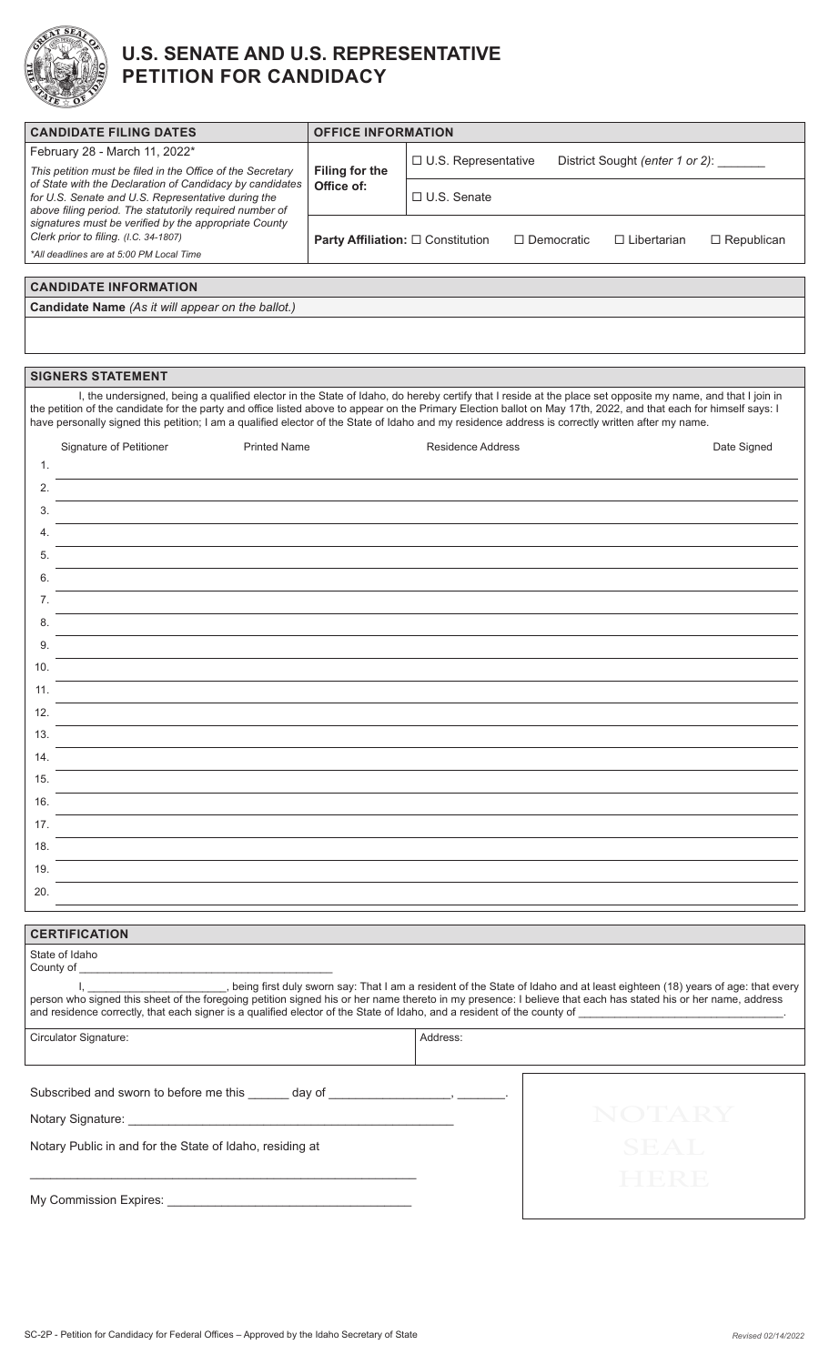# U.S. SENATE AND U.S. REPRESENTATIVE PETITION FOR CANDIDACY

| CANDIDATE FILING DATES | OFFICE INFORMATION | | |
|---|---|---|---|
| February 28 - March 11, 2022* | **Filing for the Office of:** | ☐ U.S. Representative | District Sought *(enter 1 or 2)*: _______ |
| *This petition must be filed in the Office of the Secretary of State with the Declaration of Candidacy by candidates for U.S. Senate and U.S. Representative during the above filing period. The statutorily required number of signatures must be verified by the appropriate County Clerk prior to filing. (I.C. 34-1807)* | | ☐ U.S. Senate | |
| *\*All deadlines are at 5:00 PM Local Time* | **Party Affiliation:** ☐ Constitution | ☐ Democratic ☐ Libertarian | ☐ Republican |

## CANDIDATE INFORMATION

**Candidate Name** *(As it will appear on the ballot.)*

## SIGNERS STATEMENT

I, the undersigned, being a qualified elector in the State of Idaho, do hereby certify that I reside at the place set opposite my name, and that I join in the petition of the candidate for the party and office listed above to appear on the Primary Election ballot on May 17th, 2022, and that each for himself says: I have personally signed this petition; I am a qualified elector of the State of Idaho and my residence address is correctly written after my name.

| | Signature of Petitioner | Printed Name | Residence Address | Date Signed |
|---|---|---|---|---|
| 1. | | | | |
| 2. | | | | |
| 3. | | | | |
| 4. | | | | |
| 5. | | | | |
| 6. | | | | |
| 7. | | | | |
| 8. | | | | |
| 9. | | | | |
| 10. | | | | |
| 11. | | | | |
| 12. | | | | |
| 13. | | | | |
| 14. | | | | |
| 15. | | | | |
| 16. | | | | |
| 17. | | | | |
| 18. | | | | |
| 19. | | | | |
| 20. | | | | |

## CERTIFICATION

State of Idaho
County of ______________________________________

I, ______________________, being first duly sworn say: That I am a resident of the State of Idaho and at least eighteen (18) years of age: that every person who signed this sheet of the foregoing petition signed his or her name thereto in my presence: I believe that each has stated his or her name, address and residence correctly, that each signer is a qualified elector of the State of Idaho, and a resident of the county of ______________________________.

| Circulator Signature: | Address: |
|---|---|
| | |

Subscribed and sworn to before me this ______ day of _________________, _______.

Notary Signature: ____________________________________________

Notary Public in and for the State of Idaho, residing at

______________________________________________________

My Commission Expires: __________________________________

NOTARY SEAL HERE

SC-2P - Petition for Candidacy for Federal Offices – Approved by the Idaho Secretary of State

*Revised 02/14/2022*